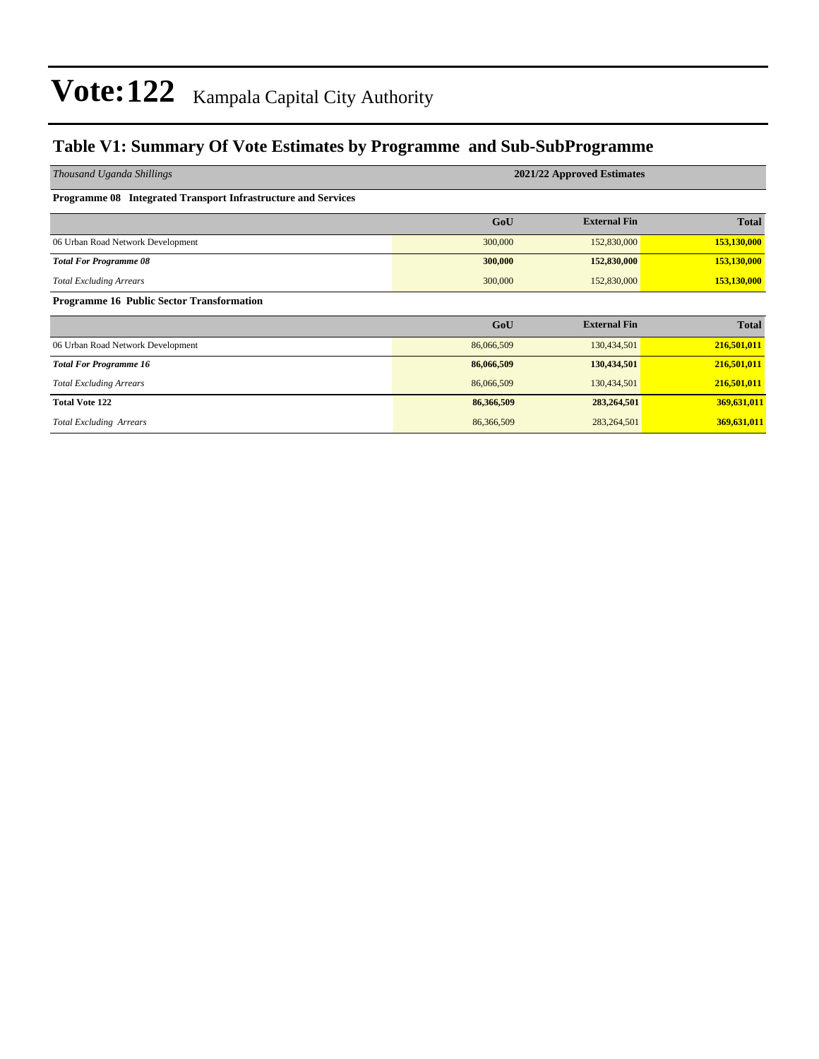# Vote:122 Kampala Capital City Authority

## Table V1: Summary Of Vote Estimates by Programme and Sub-SubProgramme

| *Thousand Uganda Shillings* | 2021/22 Approved Estimates | | |
|---|---|---|---|
| **Programme 08 Integrated Transport Infrastructure and Services** | | | |
| | **GoU** | **External Fin** | **Total** |
| 06 Urban Road Network Development | 300,000 | 152,830,000 | **153,130,000** |
| ***Total For Programme 08*** | **300,000** | **152,830,000** | **153,130,000** |
| *Total Excluding Arrears* | 300,000 | 152,830,000 | **153,130,000** |
| **Programme 16 Public Sector Transformation** | | | |
| | **GoU** | **External Fin** | **Total** |
| 06 Urban Road Network Development | 86,066,509 | 130,434,501 | **216,501,011** |
| ***Total For Programme 16*** | **86,066,509** | **130,434,501** | **216,501,011** |
| *Total Excluding Arrears* | 86,066,509 | 130,434,501 | **216,501,011** |
| **Total Vote 122** | **86,366,509** | **283,264,501** | **369,631,011** |
| *Total Excluding Arrears* | 86,366,509 | 283,264,501 | **369,631,011** |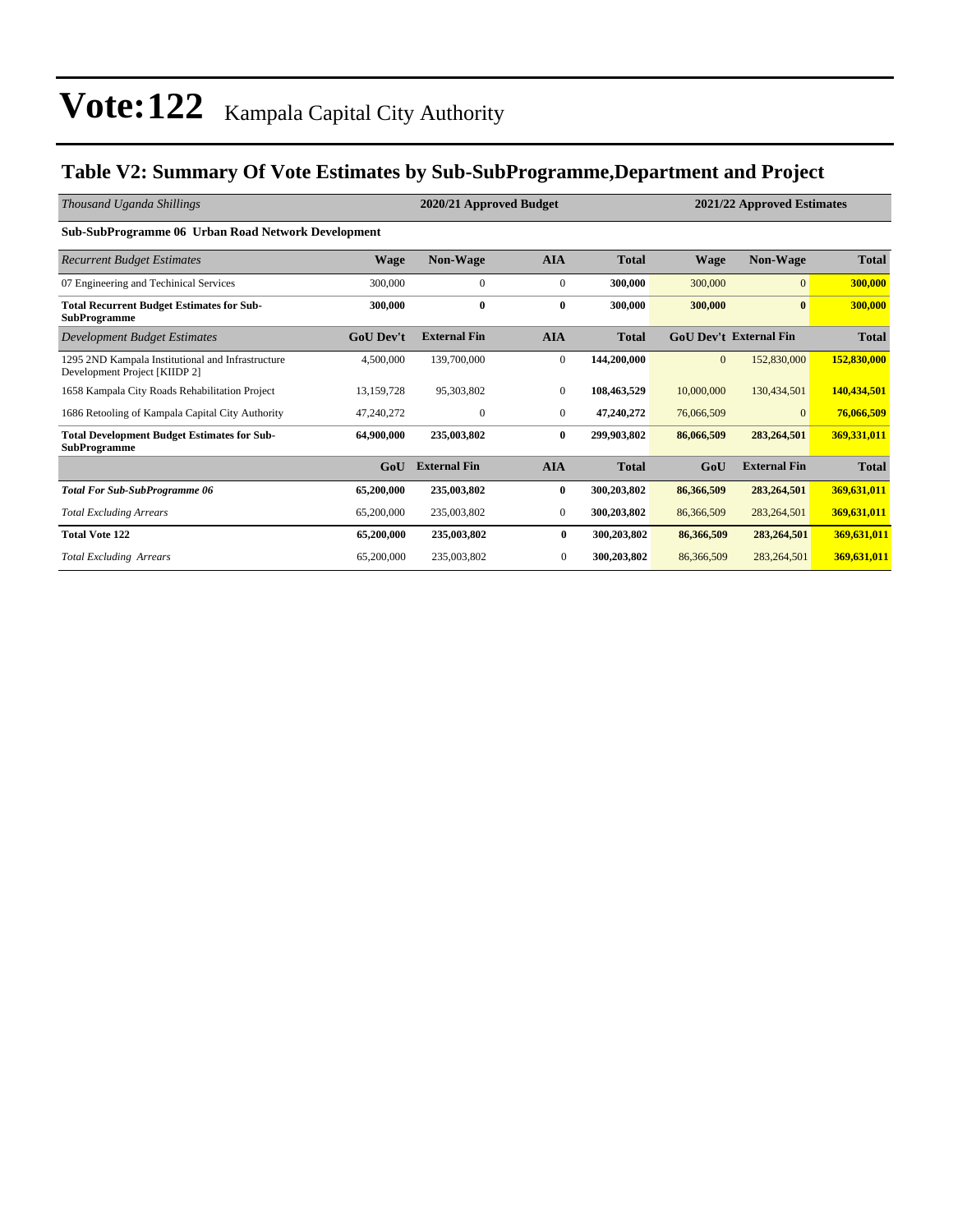# Vote:122 Kampala Capital City Authority

## Table V2: Summary Of Vote Estimates by Sub-SubProgramme,Department and Project

| *Thousand Uganda Shillings* | 2020/21 Approved Budget | | | | 2021/22 Approved Estimates | | |
|---|---|---|---|---|---|---|---|
| **Sub-SubProgramme 06 Urban Road Network Development** | | | | | | | |
| *Recurrent Budget Estimates* | **Wage** | **Non-Wage** | **AIA** | **Total** | **Wage** | **Non-Wage** | **Total** |
| 07 Engineering and Techinical Services | 300,000 | 0 | 0 | **300,000** | 300,000 | 0 | **300,000** |
| **Total Recurrent Budget Estimates for Sub-SubProgramme** | **300,000** | **0** | **0** | **300,000** | **300,000** | **0** | **300,000** |
| *Development Budget Estimates* | **GoU Dev't** | **External Fin** | **AIA** | **Total** | **GoU Dev't** | **External Fin** | **Total** |
| 1295 2ND Kampala Institutional and Infrastructure Development Project [KIIDP 2] | 4,500,000 | 139,700,000 | 0 | **144,200,000** | 0 | 152,830,000 | **152,830,000** |
| 1658 Kampala City Roads Rehabilitation Project | 13,159,728 | 95,303,802 | 0 | **108,463,529** | 10,000,000 | 130,434,501 | **140,434,501** |
| 1686 Retooling of Kampala Capital City Authority | 47,240,272 | 0 | 0 | **47,240,272** | 76,066,509 | 0 | **76,066,509** |
| **Total Development Budget Estimates for Sub-SubProgramme** | **64,900,000** | **235,003,802** | **0** | **299,903,802** | **86,066,509** | **283,264,501** | **369,331,011** |
| | **GoU** | **External Fin** | **AIA** | **Total** | **GoU** | **External Fin** | **Total** |
| ***Total For Sub-SubProgramme 06*** | **65,200,000** | **235,003,802** | **0** | **300,203,802** | **86,366,509** | **283,264,501** | **369,631,011** |
| *Total Excluding Arrears* | 65,200,000 | 235,003,802 | 0 | **300,203,802** | 86,366,509 | 283,264,501 | **369,631,011** |
| **Total Vote 122** | **65,200,000** | **235,003,802** | **0** | **300,203,802** | **86,366,509** | **283,264,501** | **369,631,011** |
| *Total Excluding Arrears* | 65,200,000 | 235,003,802 | 0 | **300,203,802** | 86,366,509 | 283,264,501 | **369,631,011** |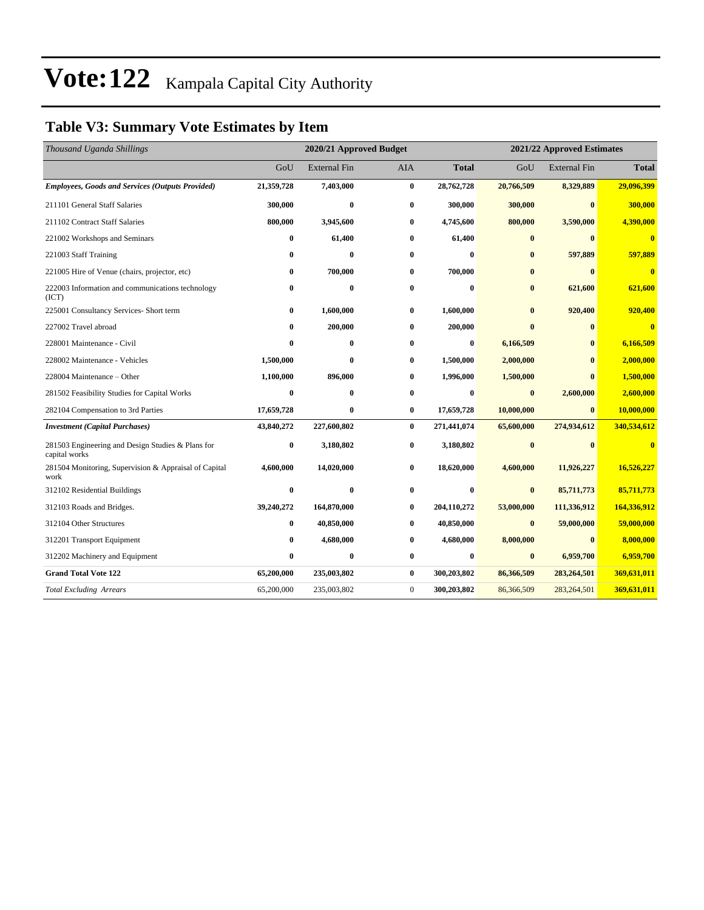# Vote:122 Kampala Capital City Authority

## Table V3: Summary Vote Estimates by Item

| *Thousand Uganda Shillings* | 2020/21 Approved Budget | | | | 2021/22 Approved Estimates | | |
|---|---|---|---|---|---|---|---|
| | GoU | External Fin | AIA | **Total** | GoU | External Fin | **Total** |
| ***Employees, Goods and Services (Outputs Provided)*** | **21,359,728** | **7,403,000** | **0** | **28,762,728** | **20,766,509** | **8,329,889** | **29,096,399** |
| 211101 General Staff Salaries | **300,000** | **0** | **0** | **300,000** | **300,000** | **0** | **300,000** |
| 211102 Contract Staff Salaries | **800,000** | **3,945,600** | **0** | **4,745,600** | **800,000** | **3,590,000** | **4,390,000** |
| 221002 Workshops and Seminars | **0** | **61,400** | **0** | **61,400** | **0** | **0** | **0** |
| 221003 Staff Training | **0** | **0** | **0** | **0** | **0** | **597,889** | **597,889** |
| 221005 Hire of Venue (chairs, projector, etc) | **0** | **700,000** | **0** | **700,000** | **0** | **0** | **0** |
| 222003 Information and communications technology (ICT) | **0** | **0** | **0** | **0** | **0** | **621,600** | **621,600** |
| 225001 Consultancy Services- Short term | **0** | **1,600,000** | **0** | **1,600,000** | **0** | **920,400** | **920,400** |
| 227002 Travel abroad | **0** | **200,000** | **0** | **200,000** | **0** | **0** | **0** |
| 228001 Maintenance - Civil | **0** | **0** | **0** | **0** | **6,166,509** | **0** | **6,166,509** |
| 228002 Maintenance - Vehicles | **1,500,000** | **0** | **0** | **1,500,000** | **2,000,000** | **0** | **2,000,000** |
| 228004 Maintenance – Other | **1,100,000** | **896,000** | **0** | **1,996,000** | **1,500,000** | **0** | **1,500,000** |
| 281502 Feasibility Studies for Capital Works | **0** | **0** | **0** | **0** | **0** | **2,600,000** | **2,600,000** |
| 282104 Compensation to 3rd Parties | **17,659,728** | **0** | **0** | **17,659,728** | **10,000,000** | **0** | **10,000,000** |
| ***Investment (Capital Purchases)*** | **43,840,272** | **227,600,802** | **0** | **271,441,074** | **65,600,000** | **274,934,612** | **340,534,612** |
| 281503 Engineering and Design Studies & Plans for capital works | **0** | **3,180,802** | **0** | **3,180,802** | **0** | **0** | **0** |
| 281504 Monitoring, Supervision & Appraisal of Capital work | **4,600,000** | **14,020,000** | **0** | **18,620,000** | **4,600,000** | **11,926,227** | **16,526,227** |
| 312102 Residential Buildings | **0** | **0** | **0** | **0** | **0** | **85,711,773** | **85,711,773** |
| 312103 Roads and Bridges. | **39,240,272** | **164,870,000** | **0** | **204,110,272** | **53,000,000** | **111,336,912** | **164,336,912** |
| 312104 Other Structures | **0** | **40,850,000** | **0** | **40,850,000** | **0** | **59,000,000** | **59,000,000** |
| 312201 Transport Equipment | **0** | **4,680,000** | **0** | **4,680,000** | **8,000,000** | **0** | **8,000,000** |
| 312202 Machinery and Equipment | **0** | **0** | **0** | **0** | **0** | **6,959,700** | **6,959,700** |
| **Grand Total Vote 122** | **65,200,000** | **235,003,802** | **0** | **300,203,802** | **86,366,509** | **283,264,501** | **369,631,011** |
| *Total Excluding Arrears* | 65,200,000 | 235,003,802 | 0 | **300,203,802** | 86,366,509 | 283,264,501 | **369,631,011** |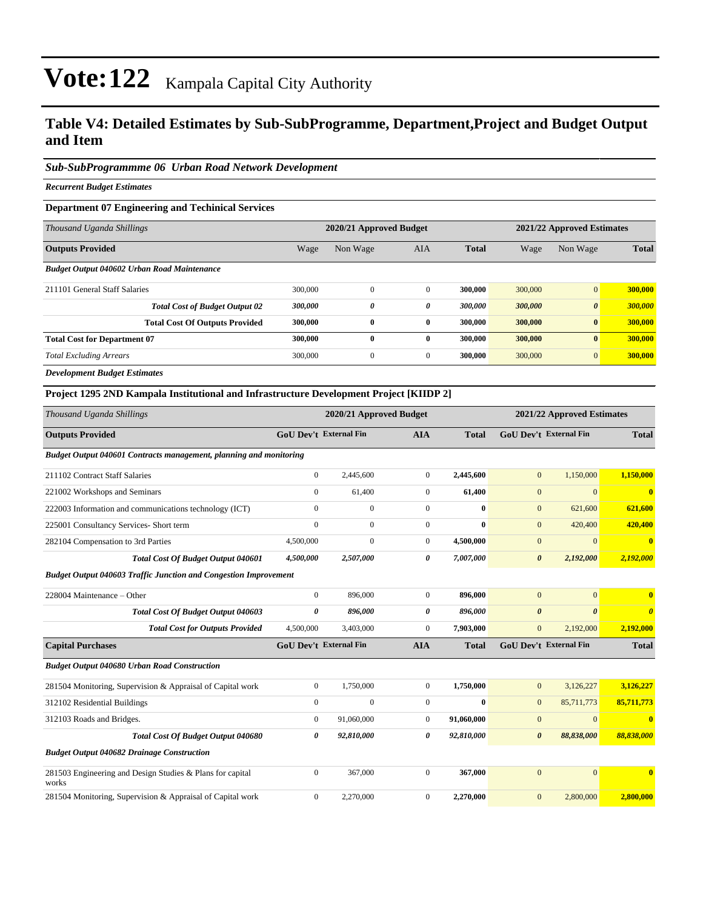# Vote:122 Kampala Capital City Authority

## Table V4: Detailed Estimates by Sub-SubProgramme, Department,Project and Budget Output and Item

### *Sub-SubProgrammme 06 Urban Road Network Development*

***Recurrent Budget Estimates***

**Department 07 Engineering and Techinical Services**

| *Thousand Uganda Shillings* | 2020/21 Approved Budget | | | | 2021/22 Approved Estimates | | |
|---|---|---|---|---|---|---|---|
| **Outputs Provided** | Wage | Non Wage | AIA | **Total** | Wage | Non Wage | **Total** |
| ***Budget Output 040602 Urban Road Maintenance*** | | | | | | | |
| 211101 General Staff Salaries | 300,000 | 0 | 0 | **300,000** | 300,000 | 0 | **300,000** |
| ***Total Cost of Budget Output 02*** | ***300,000*** | ***0*** | ***0*** | ***300,000*** | ***300,000*** | ***0*** | ***300,000*** |
| **Total Cost Of Outputs Provided** | **300,000** | **0** | **0** | **300,000** | **300,000** | **0** | **300,000** |
| **Total Cost for Department 07** | **300,000** | **0** | **0** | **300,000** | **300,000** | **0** | **300,000** |
| *Total Excluding Arrears* | 300,000 | 0 | 0 | **300,000** | 300,000 | 0 | **300,000** |

***Development Budget Estimates***

**Project 1295 2ND Kampala Institutional and Infrastructure Development Project [KIIDP 2]**

| *Thousand Uganda Shillings* | 2020/21 Approved Budget | | | | 2021/22 Approved Estimates | | |
|---|---|---|---|---|---|---|---|
| **Outputs Provided** | **GoU Dev't** | **External Fin** | **AIA** | **Total** | **GoU Dev't** | **External Fin** | **Total** |
| ***Budget Output 040601 Contracts management, planning and monitoring*** | | | | | | | |
| 211102 Contract Staff Salaries | 0 | 2,445,600 | 0 | **2,445,600** | 0 | 1,150,000 | **1,150,000** |
| 221002 Workshops and Seminars | 0 | 61,400 | 0 | **61,400** | 0 | 0 | **0** |
| 222003 Information and communications technology (ICT) | 0 | 0 | 0 | **0** | 0 | 621,600 | **621,600** |
| 225001 Consultancy Services- Short term | 0 | 0 | 0 | **0** | 0 | 420,400 | **420,400** |
| 282104 Compensation to 3rd Parties | 4,500,000 | 0 | 0 | **4,500,000** | 0 | 0 | **0** |
| ***Total Cost Of Budget Output 040601*** | ***4,500,000*** | ***2,507,000*** | ***0*** | ***7,007,000*** | ***0*** | ***2,192,000*** | ***2,192,000*** |
| ***Budget Output 040603 Traffic Junction and Congestion Improvement*** | | | | | | | |
| 228004 Maintenance – Other | 0 | 896,000 | 0 | **896,000** | 0 | 0 | **0** |
| ***Total Cost Of Budget Output 040603*** | ***0*** | ***896,000*** | ***0*** | ***896,000*** | ***0*** | ***0*** | ***0*** |
| ***Total Cost for Outputs Provided*** | 4,500,000 | 3,403,000 | 0 | **7,903,000** | 0 | 2,192,000 | **2,192,000** |
| **Capital Purchases** | **GoU Dev't** | **External Fin** | **AIA** | **Total** | **GoU Dev't** | **External Fin** | **Total** |
| ***Budget Output 040680 Urban Road Construction*** | | | | | | | |
| 281504 Monitoring, Supervision & Appraisal of Capital work | 0 | 1,750,000 | 0 | **1,750,000** | 0 | 3,126,227 | **3,126,227** |
| 312102 Residential Buildings | 0 | 0 | 0 | **0** | 0 | 85,711,773 | **85,711,773** |
| 312103 Roads and Bridges. | 0 | 91,060,000 | 0 | **91,060,000** | 0 | 0 | **0** |
| ***Total Cost Of Budget Output 040680*** | ***0*** | ***92,810,000*** | ***0*** | ***92,810,000*** | ***0*** | ***88,838,000*** | ***88,838,000*** |
| ***Budget Output 040682 Drainage Construction*** | | | | | | | |
| 281503 Engineering and Design Studies & Plans for capital works | 0 | 367,000 | 0 | **367,000** | 0 | 0 | **0** |
| 281504 Monitoring, Supervision & Appraisal of Capital work | 0 | 2,270,000 | 0 | **2,270,000** | 0 | 2,800,000 | **2,800,000** |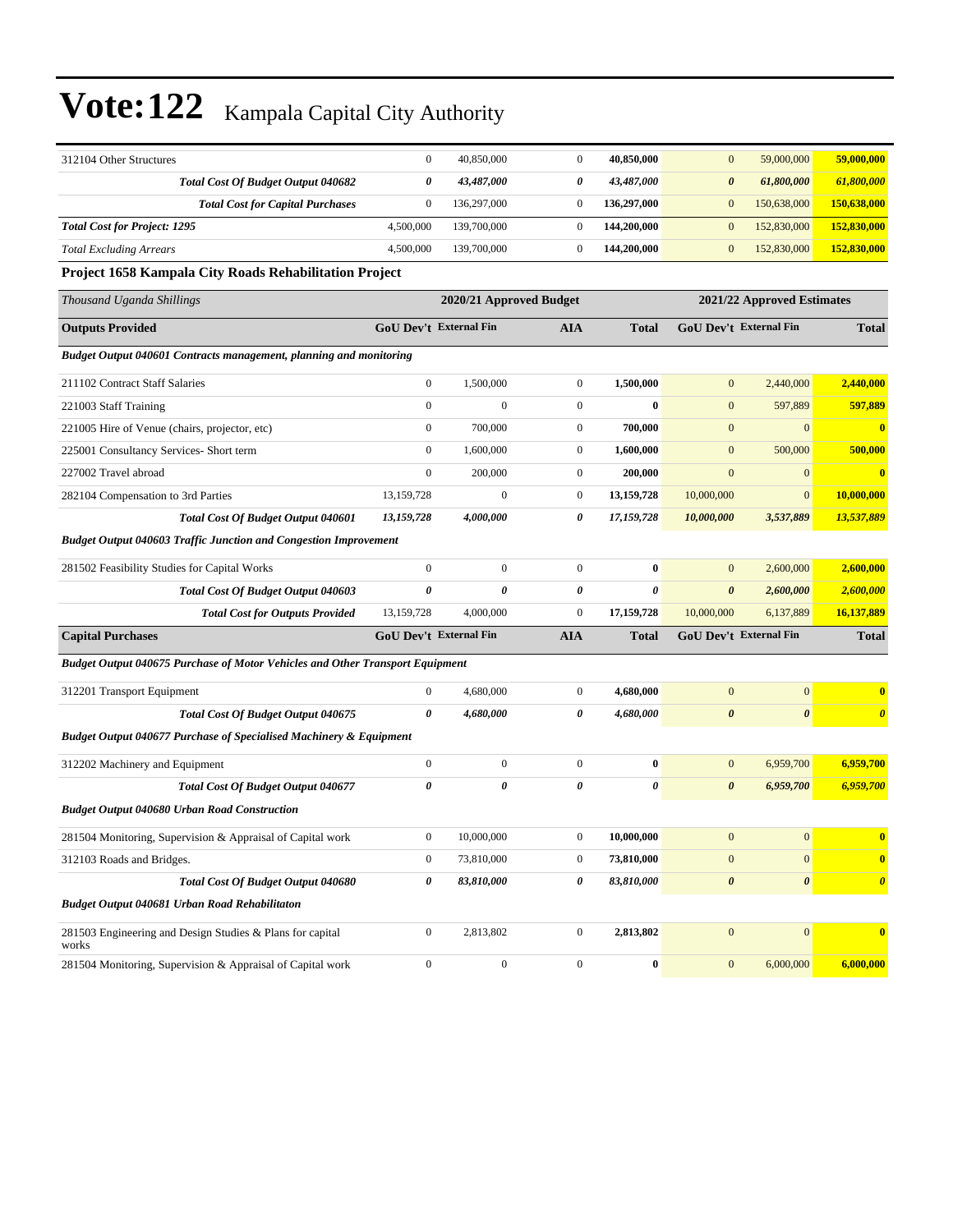# Vote:122 Kampala Capital City Authority

| | | | | | | | |
|---|---|---|---|---|---|---|---|
| 312104 Other Structures | 0 | 40,850,000 | 0 | **40,850,000** | 0 | 59,000,000 | **59,000,000** |
| ***Total Cost Of Budget Output 040682*** | ***0*** | ***43,487,000*** | ***0*** | ***43,487,000*** | ***0*** | ***61,800,000*** | ***61,800,000*** |
| ***Total Cost for Capital Purchases*** | 0 | 136,297,000 | 0 | **136,297,000** | 0 | 150,638,000 | **150,638,000** |
| ***Total Cost for Project: 1295*** | 4,500,000 | 139,700,000 | 0 | **144,200,000** | 0 | 152,830,000 | **152,830,000** |
| *Total Excluding Arrears* | 4,500,000 | 139,700,000 | 0 | **144,200,000** | 0 | 152,830,000 | **152,830,000** |

**Project 1658 Kampala City Roads Rehabilitation Project**

| *Thousand Uganda Shillings* | 2020/21 Approved Budget | | | | 2021/22 Approved Estimates | | |
|---|---|---|---|---|---|---|---|
| **Outputs Provided** | **GoU Dev't** | **External Fin** | **AIA** | **Total** | **GoU Dev't** | **External Fin** | **Total** |
| ***Budget Output 040601 Contracts management, planning and monitoring*** | | | | | | | |
| 211102 Contract Staff Salaries | 0 | 1,500,000 | 0 | **1,500,000** | 0 | 2,440,000 | **2,440,000** |
| 221003 Staff Training | 0 | 0 | 0 | **0** | 0 | 597,889 | **597,889** |
| 221005 Hire of Venue (chairs, projector, etc) | 0 | 700,000 | 0 | **700,000** | 0 | 0 | **0** |
| 225001 Consultancy Services- Short term | 0 | 1,600,000 | 0 | **1,600,000** | 0 | 500,000 | **500,000** |
| 227002 Travel abroad | 0 | 200,000 | 0 | **200,000** | 0 | 0 | **0** |
| 282104 Compensation to 3rd Parties | 13,159,728 | 0 | 0 | **13,159,728** | 10,000,000 | 0 | **10,000,000** |
| ***Total Cost Of Budget Output 040601*** | ***13,159,728*** | ***4,000,000*** | ***0*** | ***17,159,728*** | ***10,000,000*** | ***3,537,889*** | ***13,537,889*** |
| ***Budget Output 040603 Traffic Junction and Congestion Improvement*** | | | | | | | |
| 281502 Feasibility Studies for Capital Works | 0 | 0 | 0 | **0** | 0 | 2,600,000 | **2,600,000** |
| ***Total Cost Of Budget Output 040603*** | ***0*** | ***0*** | ***0*** | ***0*** | ***0*** | ***2,600,000*** | ***2,600,000*** |
| ***Total Cost for Outputs Provided*** | 13,159,728 | 4,000,000 | 0 | **17,159,728** | 10,000,000 | 6,137,889 | **16,137,889** |
| **Capital Purchases** | **GoU Dev't** | **External Fin** | **AIA** | **Total** | **GoU Dev't** | **External Fin** | **Total** |
| ***Budget Output 040675 Purchase of Motor Vehicles and Other Transport Equipment*** | | | | | | | |
| 312201 Transport Equipment | 0 | 4,680,000 | 0 | **4,680,000** | 0 | 0 | **0** |
| ***Total Cost Of Budget Output 040675*** | ***0*** | ***4,680,000*** | ***0*** | ***4,680,000*** | ***0*** | ***0*** | ***0*** |
| ***Budget Output 040677 Purchase of Specialised Machinery & Equipment*** | | | | | | | |
| 312202 Machinery and Equipment | 0 | 0 | 0 | **0** | 0 | 6,959,700 | **6,959,700** |
| ***Total Cost Of Budget Output 040677*** | ***0*** | ***0*** | ***0*** | ***0*** | ***0*** | ***6,959,700*** | ***6,959,700*** |
| ***Budget Output 040680 Urban Road Construction*** | | | | | | | |
| 281504 Monitoring, Supervision & Appraisal of Capital work | 0 | 10,000,000 | 0 | **10,000,000** | 0 | 0 | **0** |
| 312103 Roads and Bridges. | 0 | 73,810,000 | 0 | **73,810,000** | 0 | 0 | **0** |
| ***Total Cost Of Budget Output 040680*** | ***0*** | ***83,810,000*** | ***0*** | ***83,810,000*** | ***0*** | ***0*** | ***0*** |
| ***Budget Output 040681 Urban Road Rehabilitaton*** | | | | | | | |
| 281503 Engineering and Design Studies & Plans for capital works | 0 | 2,813,802 | 0 | **2,813,802** | 0 | 0 | **0** |
| 281504 Monitoring, Supervision & Appraisal of Capital work | 0 | 0 | 0 | **0** | 0 | 6,000,000 | **6,000,000** |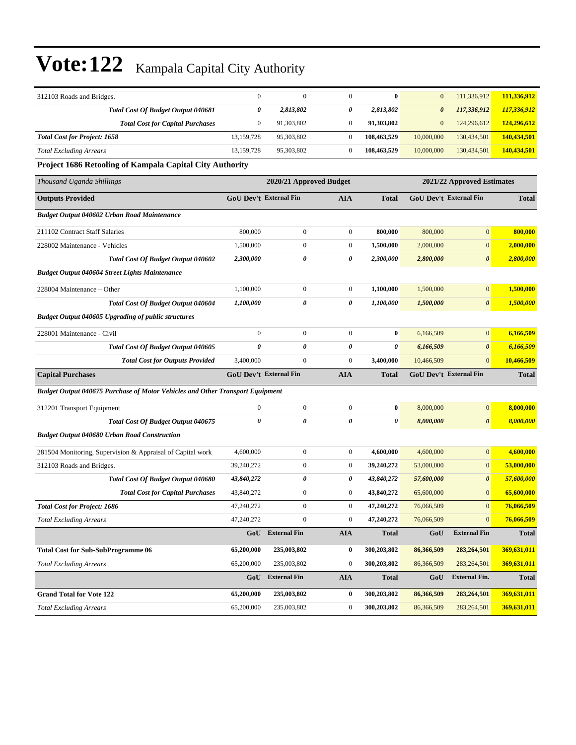# Vote:122 Kampala Capital City Authority

| | | | | | | | |
|---|---|---|---|---|---|---|---|
| 312103 Roads and Bridges. | 0 | 0 | 0 | **0** | 0 | 111,336,912 | **111,336,912** |
| ***Total Cost Of Budget Output 040681*** | ***0*** | ***2,813,802*** | ***0*** | ***2,813,802*** | ***0*** | ***117,336,912*** | ***117,336,912*** |
| ***Total Cost for Capital Purchases*** | 0 | 91,303,802 | 0 | **91,303,802** | 0 | 124,296,612 | **124,296,612** |
| ***Total Cost for Project: 1658*** | 13,159,728 | 95,303,802 | 0 | **108,463,529** | 10,000,000 | 130,434,501 | **140,434,501** |
| *Total Excluding Arrears* | 13,159,728 | 95,303,802 | 0 | **108,463,529** | 10,000,000 | 130,434,501 | **140,434,501** |

**Project 1686 Retooling of Kampala Capital City Authority**

| *Thousand Uganda Shillings* | 2020/21 Approved Budget | | | | 2021/22 Approved Estimates | | |
|---|---|---|---|---|---|---|---|
| **Outputs Provided** | **GoU Dev't** | **External Fin** | **AIA** | **Total** | **GoU Dev't** | **External Fin** | **Total** |
| ***Budget Output 040602 Urban Road Maintenance*** | | | | | | | |
| 211102 Contract Staff Salaries | 800,000 | 0 | 0 | **800,000** | 800,000 | 0 | **800,000** |
| 228002 Maintenance - Vehicles | 1,500,000 | 0 | 0 | **1,500,000** | 2,000,000 | 0 | **2,000,000** |
| ***Total Cost Of Budget Output 040602*** | ***2,300,000*** | ***0*** | ***0*** | ***2,300,000*** | ***2,800,000*** | ***0*** | ***2,800,000*** |
| ***Budget Output 040604 Street Lights Maintenance*** | | | | | | | |
| 228004 Maintenance – Other | 1,100,000 | 0 | 0 | **1,100,000** | 1,500,000 | 0 | **1,500,000** |
| ***Total Cost Of Budget Output 040604*** | ***1,100,000*** | ***0*** | ***0*** | ***1,100,000*** | ***1,500,000*** | ***0*** | ***1,500,000*** |
| ***Budget Output 040605 Upgrading of public structures*** | | | | | | | |
| 228001 Maintenance - Civil | 0 | 0 | 0 | **0** | 6,166,509 | 0 | **6,166,509** |
| ***Total Cost Of Budget Output 040605*** | ***0*** | ***0*** | ***0*** | ***0*** | ***6,166,509*** | ***0*** | ***6,166,509*** |
| ***Total Cost for Outputs Provided*** | 3,400,000 | 0 | 0 | **3,400,000** | 10,466,509 | 0 | **10,466,509** |
| **Capital Purchases** | **GoU Dev't** | **External Fin** | **AIA** | **Total** | **GoU Dev't** | **External Fin** | **Total** |
| ***Budget Output 040675 Purchase of Motor Vehicles and Other Transport Equipment*** | | | | | | | |
| 312201 Transport Equipment | 0 | 0 | 0 | **0** | 8,000,000 | 0 | **8,000,000** |
| ***Total Cost Of Budget Output 040675*** | ***0*** | ***0*** | ***0*** | ***0*** | ***8,000,000*** | ***0*** | ***8,000,000*** |
| ***Budget Output 040680 Urban Road Construction*** | | | | | | | |
| 281504 Monitoring, Supervision & Appraisal of Capital work | 4,600,000 | 0 | 0 | **4,600,000** | 4,600,000 | 0 | **4,600,000** |
| 312103 Roads and Bridges. | 39,240,272 | 0 | 0 | **39,240,272** | 53,000,000 | 0 | **53,000,000** |
| ***Total Cost Of Budget Output 040680*** | ***43,840,272*** | ***0*** | ***0*** | ***43,840,272*** | ***57,600,000*** | ***0*** | ***57,600,000*** |
| ***Total Cost for Capital Purchases*** | 43,840,272 | 0 | 0 | **43,840,272** | 65,600,000 | 0 | **65,600,000** |
| ***Total Cost for Project: 1686*** | 47,240,272 | 0 | 0 | **47,240,272** | 76,066,509 | 0 | **76,066,509** |
| *Total Excluding Arrears* | 47,240,272 | 0 | 0 | **47,240,272** | 76,066,509 | 0 | **76,066,509** |

| | **GoU** | **External Fin** | **AIA** | **Total** | **GoU** | **External Fin** | **Total** |
|---|---|---|---|---|---|---|---|
| **Total Cost for Sub-SubProgramme 06** | **65,200,000** | **235,003,802** | **0** | **300,203,802** | **86,366,509** | **283,264,501** | **369,631,011** |
| *Total Excluding Arrears* | 65,200,000 | 235,003,802 | 0 | **300,203,802** | 86,366,509 | 283,264,501 | **369,631,011** |

| | **GoU** | **External Fin** | **AIA** | **Total** | **GoU** | **External Fin.** | **Total** |
|---|---|---|---|---|---|---|---|
| **Grand Total for Vote 122** | **65,200,000** | **235,003,802** | **0** | **300,203,802** | **86,366,509** | **283,264,501** | **369,631,011** |
| *Total Excluding Arrears* | 65,200,000 | 235,003,802 | 0 | **300,203,802** | 86,366,509 | 283,264,501 | **369,631,011** |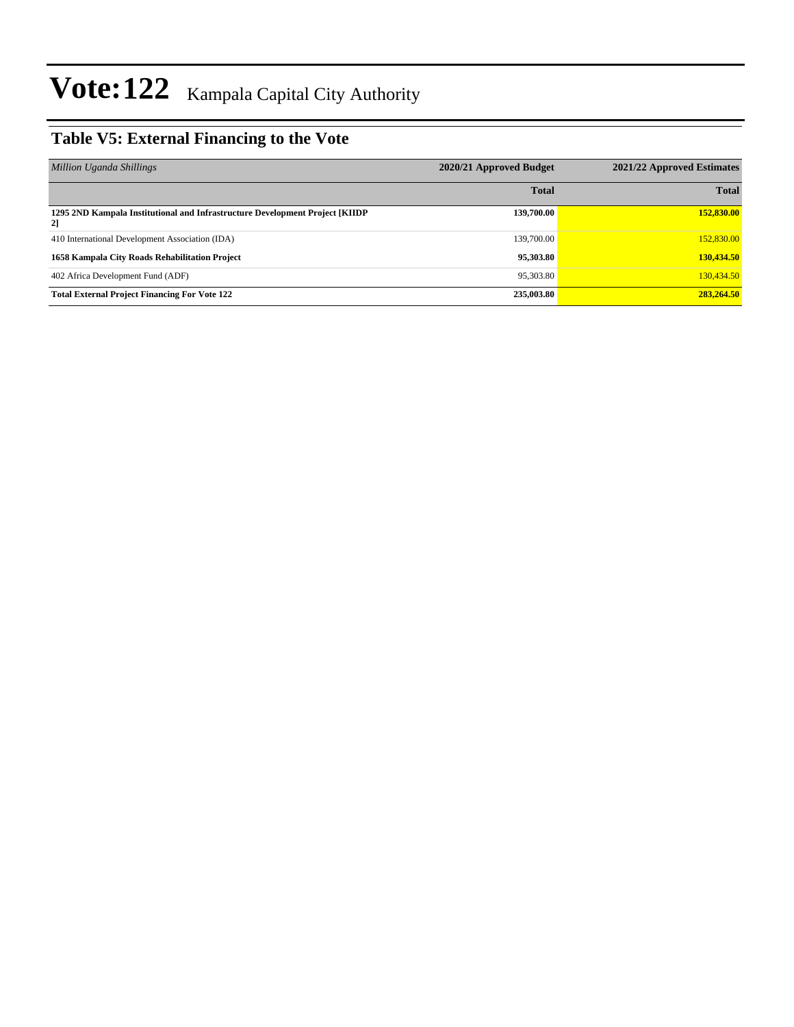# Vote:122 Kampala Capital City Authority

## Table V5: External Financing to the Vote

| *Million Uganda Shillings* | 2020/21 Approved Budget | 2021/22 Approved Estimates |
|---|---|---|
| | **Total** | **Total** |
| **1295 2ND Kampala Institutional and Infrastructure Development Project [KIIDP 2]** | **139,700.00** | **152,830.00** |
| 410 International Development Association (IDA) | 139,700.00 | 152,830.00 |
| **1658 Kampala City Roads Rehabilitation Project** | **95,303.80** | **130,434.50** |
| 402 Africa Development Fund (ADF) | 95,303.80 | 130,434.50 |
| **Total External Project Financing For Vote 122** | **235,003.80** | **283,264.50** |